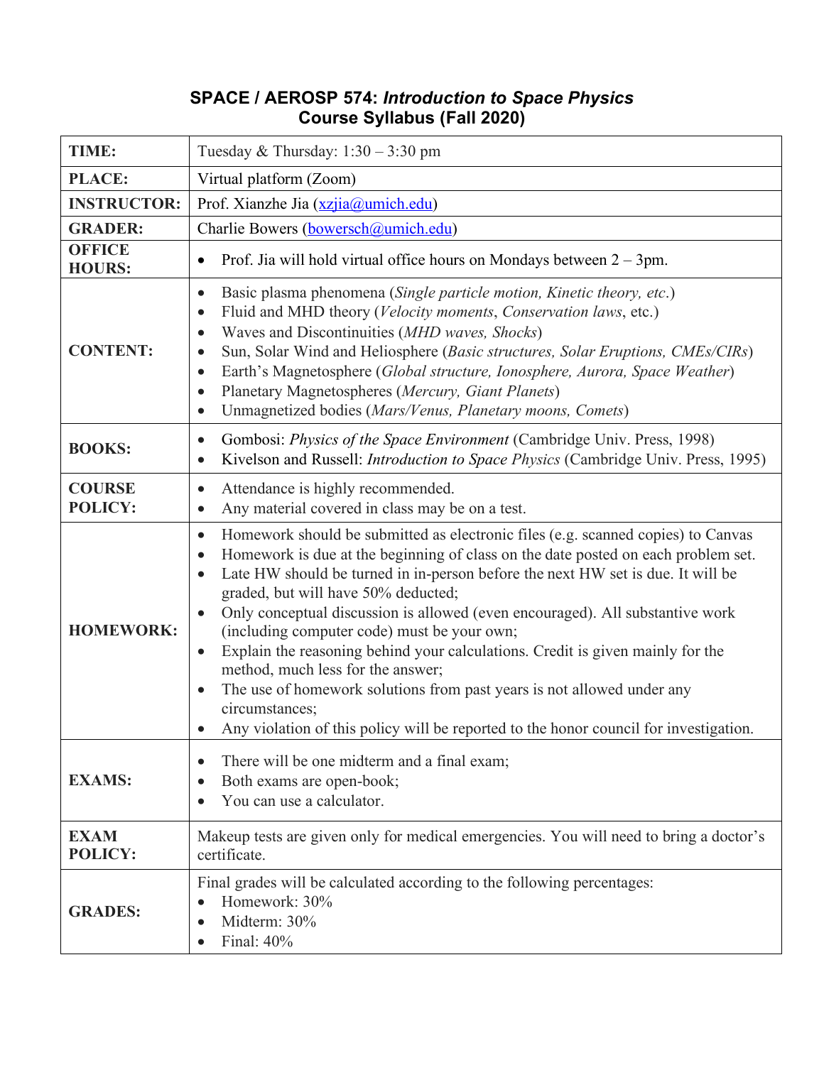# SPACE / AEROSP 574: *Introduction to Space Physics*
## Course Syllabus (Fall 2020)

| | |
|---|---|
| **TIME:** | Tuesday & Thursday: 1:30 – 3:30 pm |
| **PLACE:** | Virtual platform (Zoom) |
| **INSTRUCTOR:** | Prof. Xianzhe Jia (xzjia@umich.edu) |
| **GRADER:** | Charlie Bowers (bowersch@umich.edu) |
| **OFFICE HOURS:** | • Prof. Jia will hold virtual office hours on Mondays between 2 – 3pm. |
| **CONTENT:** | • Basic plasma phenomena (*Single particle motion, Kinetic theory, etc.*)<br>• Fluid and MHD theory (*Velocity moments*, *Conservation laws*, etc.)<br>• Waves and Discontinuities (*MHD waves, Shocks*)<br>• Sun, Solar Wind and Heliosphere (*Basic structures, Solar Eruptions, CMEs/CIRs*)<br>• Earth's Magnetosphere (*Global structure, Ionosphere, Aurora, Space Weather*)<br>• Planetary Magnetospheres (*Mercury, Giant Planets*)<br>• Unmagnetized bodies (*Mars/Venus, Planetary moons, Comets*) |
| **BOOKS:** | • Gombosi: *Physics of the Space Environment* (Cambridge Univ. Press, 1998)<br>• Kivelson and Russell: *Introduction to Space Physics* (Cambridge Univ. Press, 1995) |
| **COURSE POLICY:** | • Attendance is highly recommended.<br>• Any material covered in class may be on a test. |
| **HOMEWORK:** | • Homework should be submitted as electronic files (e.g. scanned copies) to Canvas<br>• Homework is due at the beginning of class on the date posted on each problem set.<br>• Late HW should be turned in in-person before the next HW set is due. It will be graded, but will have 50% deducted;<br>• Only conceptual discussion is allowed (even encouraged). All substantive work (including computer code) must be your own;<br>• Explain the reasoning behind your calculations. Credit is given mainly for the method, much less for the answer;<br>• The use of homework solutions from past years is not allowed under any circumstances;<br>• Any violation of this policy will be reported to the honor council for investigation. |
| **EXAMS:** | • There will be one midterm and a final exam;<br>• Both exams are open-book;<br>• You can use a calculator. |
| **EXAM POLICY:** | Makeup tests are given only for medical emergencies. You will need to bring a doctor's certificate. |
| **GRADES:** | Final grades will be calculated according to the following percentages:<br>• Homework: 30%<br>• Midterm: 30%<br>• Final: 40% |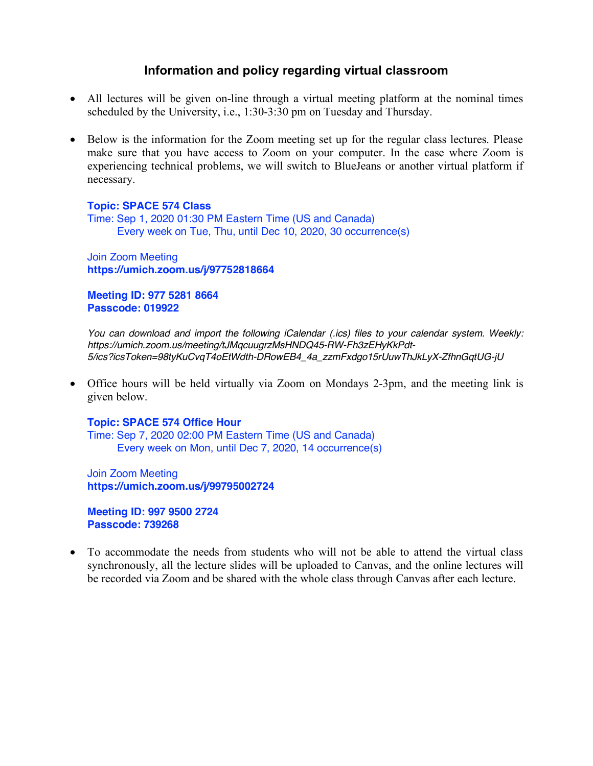## Information and policy regarding virtual classroom

- All lectures will be given on-line through a virtual meeting platform at the nominal times scheduled by the University, i.e., 1:30-3:30 pm on Tuesday and Thursday.

- Below is the information for the Zoom meeting set up for the regular class lectures. Please make sure that you have access to Zoom on your computer. In the case where Zoom is experiencing technical problems, we will switch to BlueJeans or another virtual platform if necessary.

  **Topic: SPACE 574 Class**
  Time: Sep 1, 2020 01:30 PM Eastern Time (US and Canada)
  Every week on Tue, Thu, until Dec 10, 2020, 30 occurrence(s)

  Join Zoom Meeting
  **https://umich.zoom.us/j/97752818664**

  **Meeting ID: 977 5281 8664**
  **Passcode: 019922**

  *You can download and import the following iCalendar (.ics) files to your calendar system. Weekly: https://umich.zoom.us/meeting/tJMqcuugrzMsHNDQ45-RW-Fh3zEHyKkPdt-5/ics?icsToken=98tyKuCvqT4oEtWdth-DRowEB4_4a_zzmFxdgo15rUuwThJkLyX-ZfhnGqtUG-jU*

- Office hours will be held virtually via Zoom on Mondays 2-3pm, and the meeting link is given below.

  **Topic: SPACE 574 Office Hour**
  Time: Sep 7, 2020 02:00 PM Eastern Time (US and Canada)
  Every week on Mon, until Dec 7, 2020, 14 occurrence(s)

  Join Zoom Meeting
  **https://umich.zoom.us/j/99795002724**

  **Meeting ID: 997 9500 2724**
  **Passcode: 739268**

- To accommodate the needs from students who will not be able to attend the virtual class synchronously, all the lecture slides will be uploaded to Canvas, and the online lectures will be recorded via Zoom and be shared with the whole class through Canvas after each lecture.